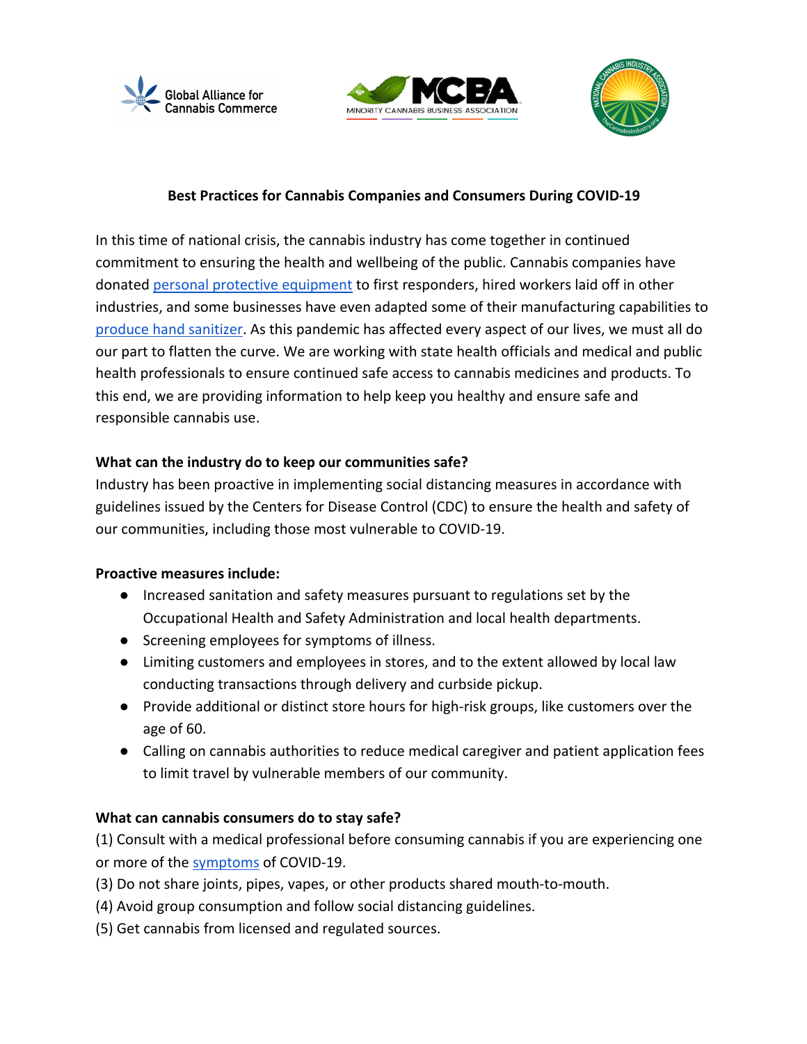# Best Practices for Cannabis Companies and Consumers During COVID-19

In this time of national crisis, the cannabis industry has come together in continued commitment to ensuring the health and wellbeing of the public. Cannabis companies have donated personal protective equipment to first responders, hired workers laid off in other industries, and some businesses have even adapted some of their manufacturing capabilities to produce hand sanitizer. As this pandemic has affected every aspect of our lives, we must all do our part to flatten the curve. We are working with state health officials and medical and public health professionals to ensure continued safe access to cannabis medicines and products. To this end, we are providing information to help keep you healthy and ensure safe and responsible cannabis use.

## What can the industry do to keep our communities safe?

Industry has been proactive in implementing social distancing measures in accordance with guidelines issued by the Centers for Disease Control (CDC) to ensure the health and safety of our communities, including those most vulnerable to COVID-19.

**Proactive measures include:**

- Increased sanitation and safety measures pursuant to regulations set by the Occupational Health and Safety Administration and local health departments.
- Screening employees for symptoms of illness.
- Limiting customers and employees in stores, and to the extent allowed by local law conducting transactions through delivery and curbside pickup.
- Provide additional or distinct store hours for high-risk groups, like customers over the age of 60.
- Calling on cannabis authorities to reduce medical caregiver and patient application fees to limit travel by vulnerable members of our community.

## What can cannabis consumers do to stay safe?

(1) Consult with a medical professional before consuming cannabis if you are experiencing one or more of the symptoms of COVID-19.

(3) Do not share joints, pipes, vapes, or other products shared mouth-to-mouth.

(4) Avoid group consumption and follow social distancing guidelines.

(5) Get cannabis from licensed and regulated sources.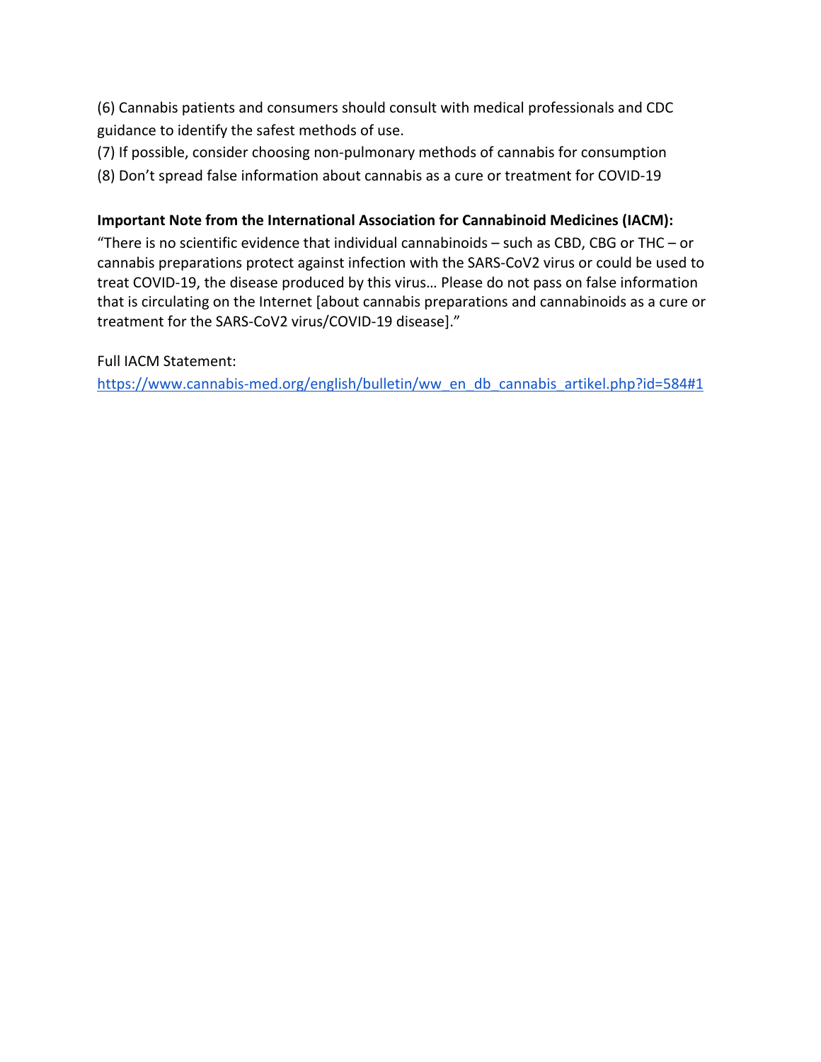(6) Cannabis patients and consumers should consult with medical professionals and CDC guidance to identify the safest methods of use.
(7) If possible, consider choosing non-pulmonary methods of cannabis for consumption
(8) Don't spread false information about cannabis as a cure or treatment for COVID-19

**Important Note from the International Association for Cannabinoid Medicines (IACM):**
"There is no scientific evidence that individual cannabinoids – such as CBD, CBG or THC – or cannabis preparations protect against infection with the SARS-CoV2 virus or could be used to treat COVID-19, the disease produced by this virus… Please do not pass on false information that is circulating on the Internet [about cannabis preparations and cannabinoids as a cure or treatment for the SARS-CoV2 virus/COVID-19 disease]."

Full IACM Statement:
https://www.cannabis-med.org/english/bulletin/ww_en_db_cannabis_artikel.php?id=584#1